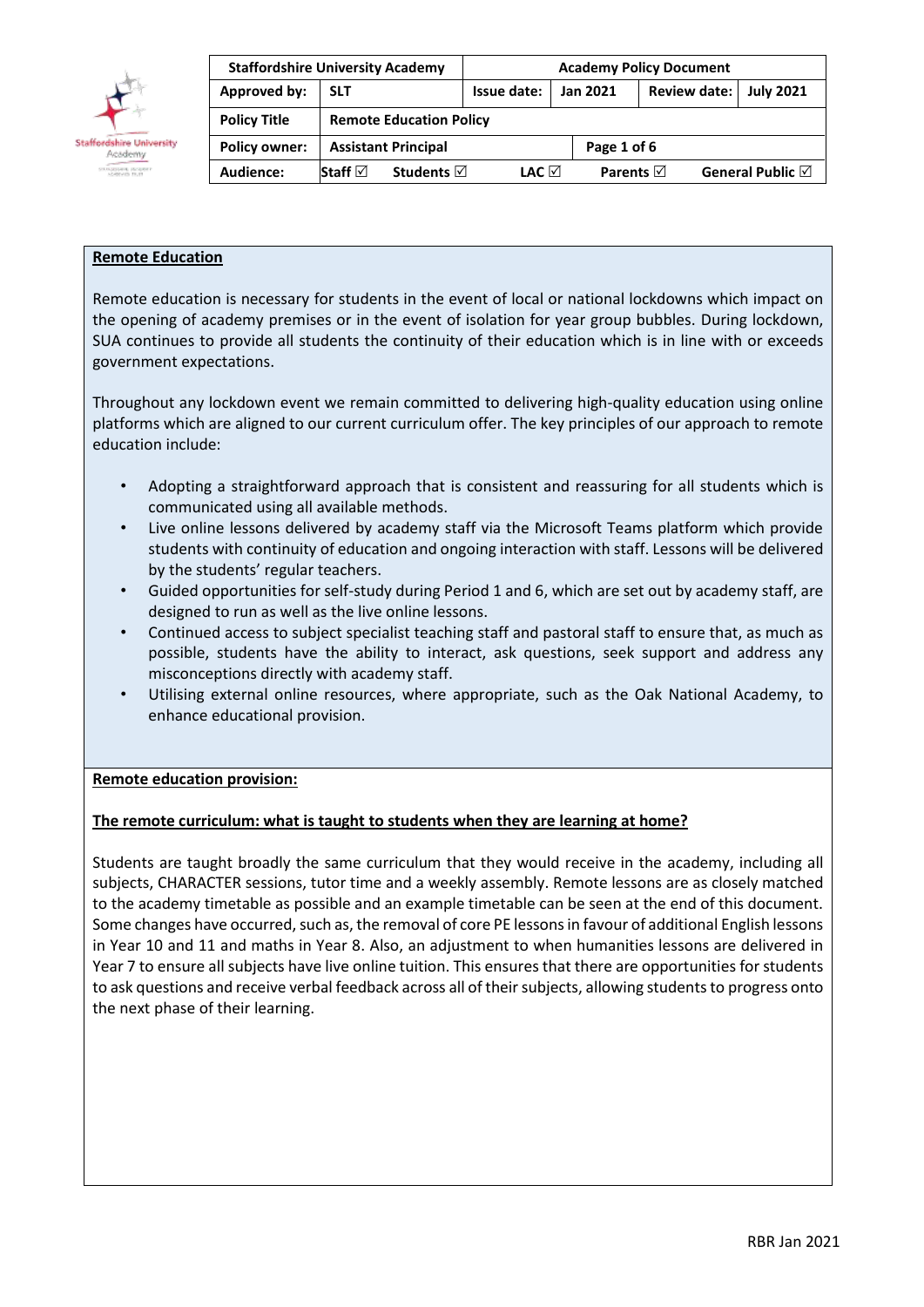| Staffordshire University Academy | | | | Academy Policy Document | | |
|---|---|---|---|---|---|---|
| Approved by: | SLT | Issue date: | Jan 2021 | | Review date: | July 2021 |
| Policy Title | Remote Education Policy | | | | | |
| Policy owner: | Assistant Principal | | | Page 1 of 6 | | |
| Audience: | Staff ☑ | Students ☑ | LAC ☑ | Parents ☑ | General Public ☑ | |

## Remote Education

Remote education is necessary for students in the event of local or national lockdowns which impact on the opening of academy premises or in the event of isolation for year group bubbles. During lockdown, SUA continues to provide all students the continuity of their education which is in line with or exceeds government expectations.

Throughout any lockdown event we remain committed to delivering high-quality education using online platforms which are aligned to our current curriculum offer. The key principles of our approach to remote education include:

- Adopting a straightforward approach that is consistent and reassuring for all students which is communicated using all available methods.
- Live online lessons delivered by academy staff via the Microsoft Teams platform which provide students with continuity of education and ongoing interaction with staff. Lessons will be delivered by the students' regular teachers.
- Guided opportunities for self-study during Period 1 and 6, which are set out by academy staff, are designed to run as well as the live online lessons.
- Continued access to subject specialist teaching staff and pastoral staff to ensure that, as much as possible, students have the ability to interact, ask questions, seek support and address any misconceptions directly with academy staff.
- Utilising external online resources, where appropriate, such as the Oak National Academy, to enhance educational provision.

## Remote education provision:

### The remote curriculum: what is taught to students when they are learning at home?

Students are taught broadly the same curriculum that they would receive in the academy, including all subjects, CHARACTER sessions, tutor time and a weekly assembly. Remote lessons are as closely matched to the academy timetable as possible and an example timetable can be seen at the end of this document. Some changes have occurred, such as, the removal of core PE lessons in favour of additional English lessons in Year 10 and 11 and maths in Year 8. Also, an adjustment to when humanities lessons are delivered in Year 7 to ensure all subjects have live online tuition. This ensures that there are opportunities for students to ask questions and receive verbal feedback across all of their subjects, allowing students to progress onto the next phase of their learning.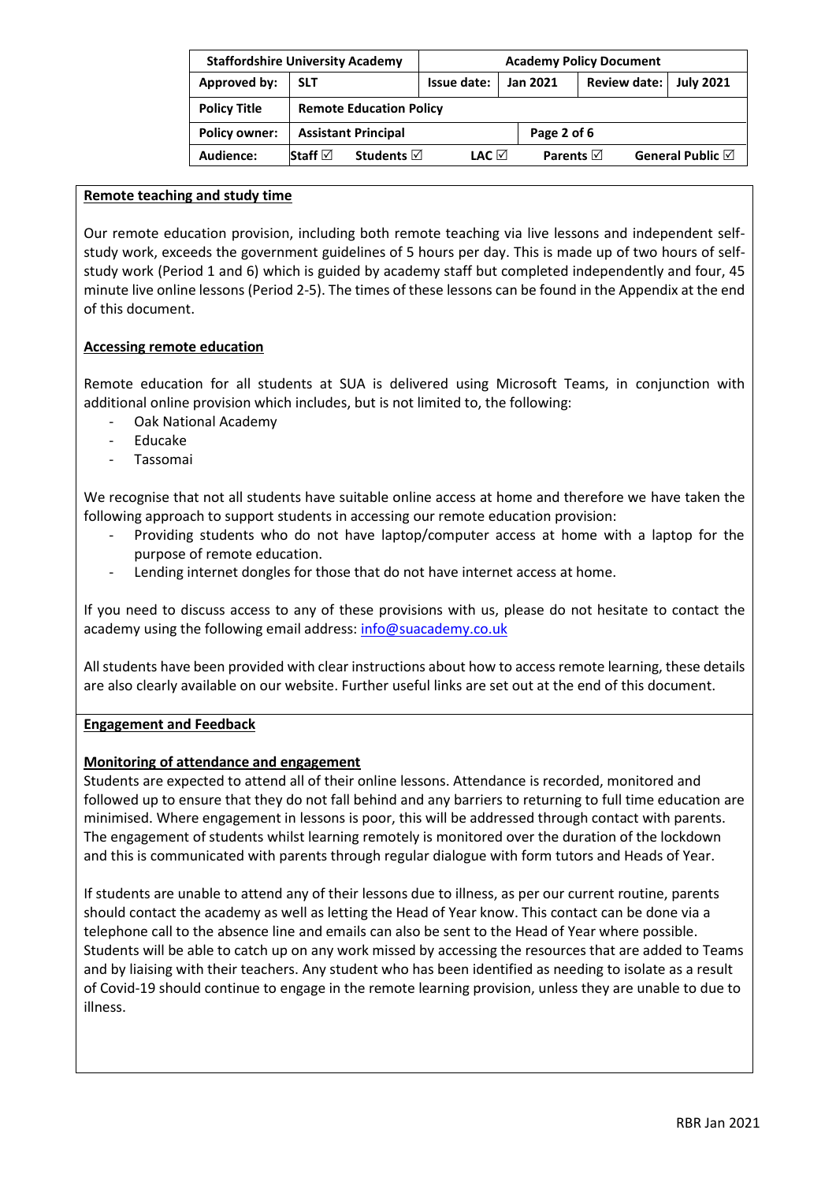## Remote teaching and study time

Our remote education provision, including both remote teaching via live lessons and independent self-study work, exceeds the government guidelines of 5 hours per day. This is made up of two hours of self-study work (Period 1 and 6) which is guided by academy staff but completed independently and four, 45 minute live online lessons (Period 2-5). The times of these lessons can be found in the Appendix at the end of this document.

## Accessing remote education

Remote education for all students at SUA is delivered using Microsoft Teams, in conjunction with additional online provision which includes, but is not limited to, the following:

- Oak National Academy
- Educake
- Tassomai

We recognise that not all students have suitable online access at home and therefore we have taken the following approach to support students in accessing our remote education provision:

- Providing students who do not have laptop/computer access at home with a laptop for the purpose of remote education.
- Lending internet dongles for those that do not have internet access at home.

If you need to discuss access to any of these provisions with us, please do not hesitate to contact the academy using the following email address: [info@suacademy.co.uk](mailto:info@suacademy.co.uk)

All students have been provided with clear instructions about how to access remote learning, these details are also clearly available on our website. Further useful links are set out at the end of this document.

## Engagement and Feedback

### Monitoring of attendance and engagement

Students are expected to attend all of their online lessons. Attendance is recorded, monitored and followed up to ensure that they do not fall behind and any barriers to returning to full time education are minimised. Where engagement in lessons is poor, this will be addressed through contact with parents. The engagement of students whilst learning remotely is monitored over the duration of the lockdown and this is communicated with parents through regular dialogue with form tutors and Heads of Year.

If students are unable to attend any of their lessons due to illness, as per our current routine, parents should contact the academy as well as letting the Head of Year know. This contact can be done via a telephone call to the absence line and emails can also be sent to the Head of Year where possible. Students will be able to catch up on any work missed by accessing the resources that are added to Teams and by liaising with their teachers. Any student who has been identified as needing to isolate as a result of Covid-19 should continue to engage in the remote learning provision, unless they are unable to due to illness.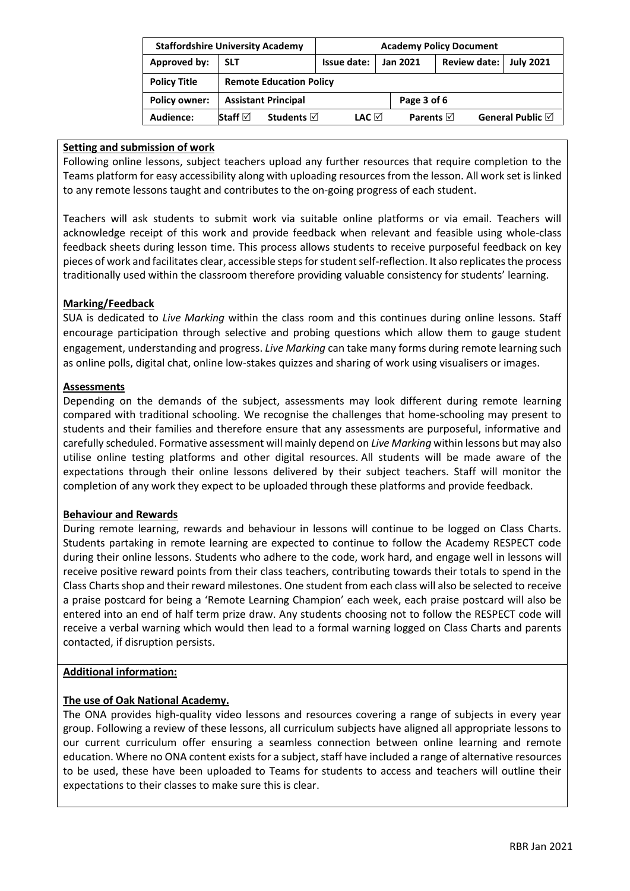**Setting and submission of work**

Following online lessons, subject teachers upload any further resources that require completion to the Teams platform for easy accessibility along with uploading resources from the lesson. All work set is linked to any remote lessons taught and contributes to the on-going progress of each student.

Teachers will ask students to submit work via suitable online platforms or via email. Teachers will acknowledge receipt of this work and provide feedback when relevant and feasible using whole-class feedback sheets during lesson time. This process allows students to receive purposeful feedback on key pieces of work and facilitates clear, accessible steps for student self-reflection. It also replicates the process traditionally used within the classroom therefore providing valuable consistency for students' learning.

**Marking/Feedback**

SUA is dedicated to *Live Marking* within the class room and this continues during online lessons. Staff encourage participation through selective and probing questions which allow them to gauge student engagement, understanding and progress. *Live Marking* can take many forms during remote learning such as online polls, digital chat, online low-stakes quizzes and sharing of work using visualisers or images.

**Assessments**

Depending on the demands of the subject, assessments may look different during remote learning compared with traditional schooling. We recognise the challenges that home-schooling may present to students and their families and therefore ensure that any assessments are purposeful, informative and carefully scheduled. Formative assessment will mainly depend on *Live Marking* within lessons but may also utilise online testing platforms and other digital resources. All students will be made aware of the expectations through their online lessons delivered by their subject teachers. Staff will monitor the completion of any work they expect to be uploaded through these platforms and provide feedback.

**Behaviour and Rewards**

During remote learning, rewards and behaviour in lessons will continue to be logged on Class Charts. Students partaking in remote learning are expected to continue to follow the Academy RESPECT code during their online lessons. Students who adhere to the code, work hard, and engage well in lessons will receive positive reward points from their class teachers, contributing towards their totals to spend in the Class Charts shop and their reward milestones. One student from each class will also be selected to receive a praise postcard for being a 'Remote Learning Champion' each week, each praise postcard will also be entered into an end of half term prize draw. Any students choosing not to follow the RESPECT code will receive a verbal warning which would then lead to a formal warning logged on Class Charts and parents contacted, if disruption persists.

**Additional information:**

**The use of Oak National Academy.**

The ONA provides high-quality video lessons and resources covering a range of subjects in every year group. Following a review of these lessons, all curriculum subjects have aligned all appropriate lessons to our current curriculum offer ensuring a seamless connection between online learning and remote education. Where no ONA content exists for a subject, staff have included a range of alternative resources to be used, these have been uploaded to Teams for students to access and teachers will outline their expectations to their classes to make sure this is clear.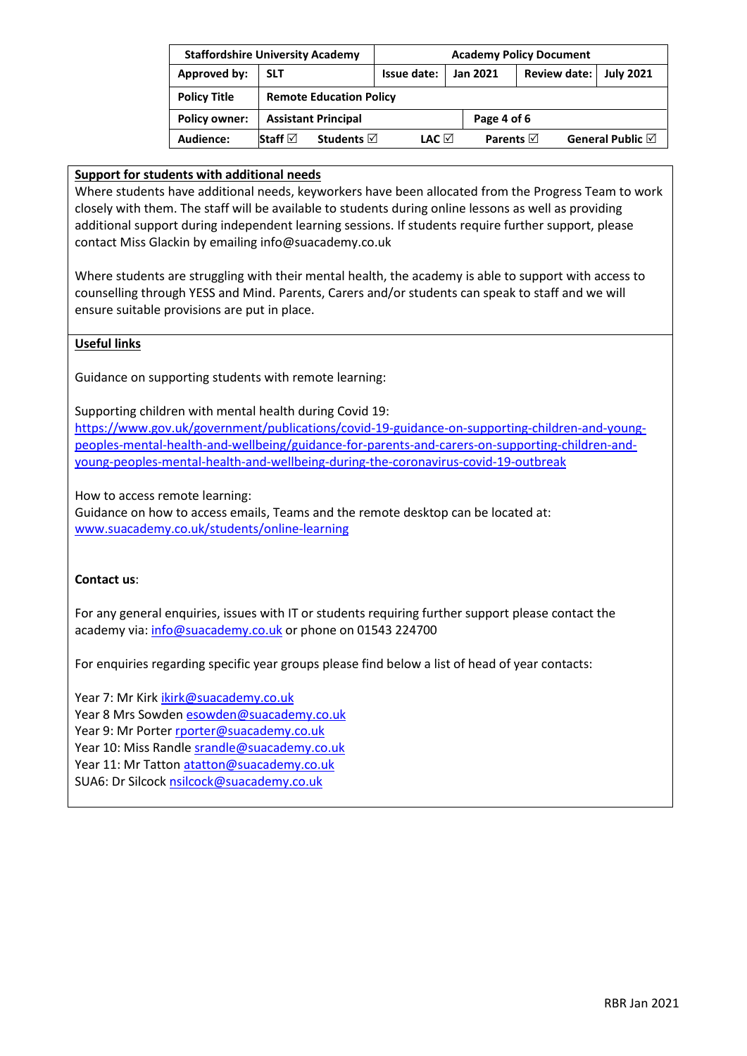| Staffordshire University Academy | | Academy Policy Document | | | |
|---|---|---|---|---|---|
| Approved by: | SLT | Issue date: | Jan 2021 | Review date: | July 2021 |
| Policy Title | Remote Education Policy | | | | |
| Policy owner: | Assistant Principal | | Page 4 of 6 | | |
| Audience: | Staff ☑ Students ☑ | LAC ☑ | Parents ☑ | General Public ☑ | |

**Support for students with additional needs**

Where students have additional needs, keyworkers have been allocated from the Progress Team to work closely with them. The staff will be available to students during online lessons as well as providing additional support during independent learning sessions. If students require further support, please contact Miss Glackin by emailing info@suacademy.co.uk

Where students are struggling with their mental health, the academy is able to support with access to counselling through YESS and Mind. Parents, Carers and/or students can speak to staff and we will ensure suitable provisions are put in place.

**Useful links**

Guidance on supporting students with remote learning:

Supporting children with mental health during Covid 19:
https://www.gov.uk/government/publications/covid-19-guidance-on-supporting-children-and-young-peoples-mental-health-and-wellbeing/guidance-for-parents-and-carers-on-supporting-children-and-young-peoples-mental-health-and-wellbeing-during-the-coronavirus-covid-19-outbreak

How to access remote learning:
Guidance on how to access emails, Teams and the remote desktop can be located at:
www.suacademy.co.uk/students/online-learning

**Contact us**:

For any general enquiries, issues with IT or students requiring further support please contact the academy via: info@suacademy.co.uk or phone on 01543 224700

For enquiries regarding specific year groups please find below a list of head of year contacts:

Year 7: Mr Kirk ikirk@suacademy.co.uk
Year 8 Mrs Sowden esowden@suacademy.co.uk
Year 9: Mr Porter rporter@suacademy.co.uk
Year 10: Miss Randle srandle@suacademy.co.uk
Year 11: Mr Tatton atatton@suacademy.co.uk
SUA6: Dr Silcock nsilcock@suacademy.co.uk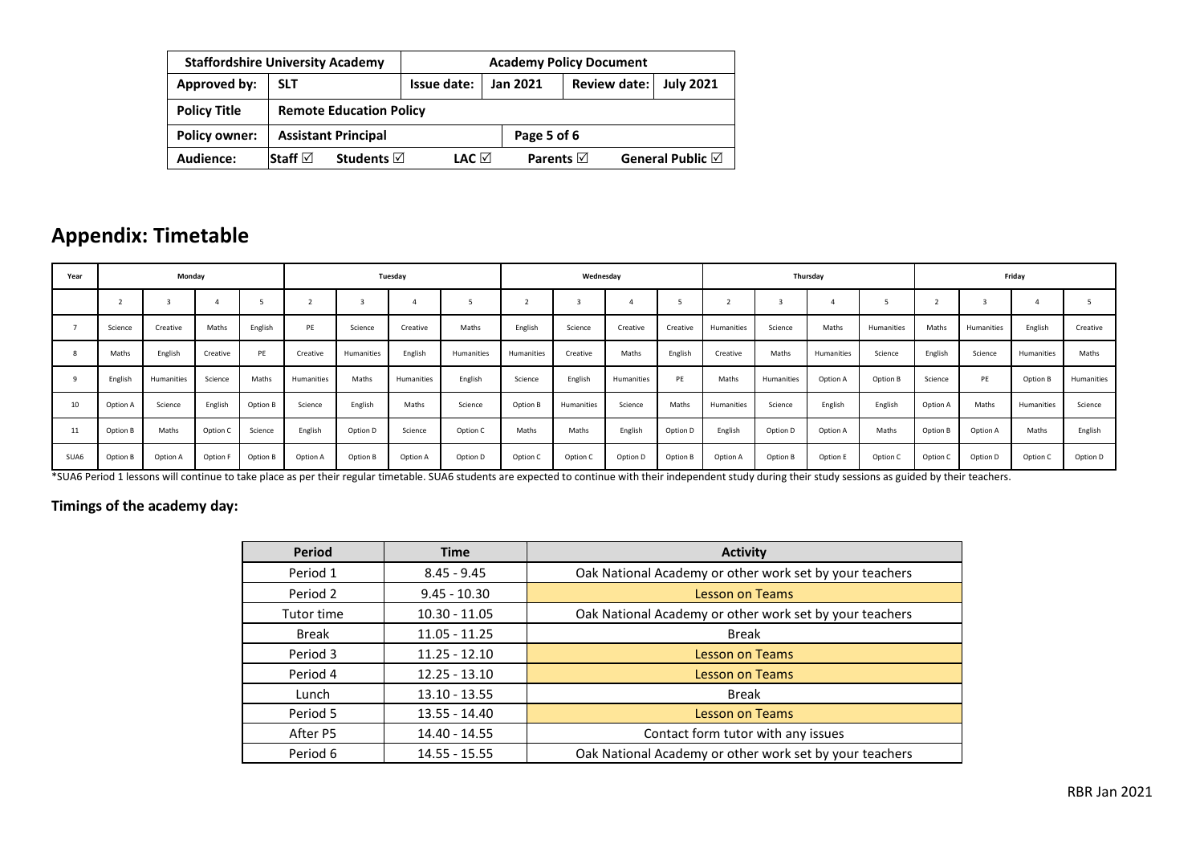| Staffordshire University Academy | | Academy Policy Document | | | |
|---|---|---|---|---|---|
| **Approved by:** | **SLT** | **Issue date:** | **Jan 2021** | **Review date:** | **July 2021** |
| **Policy Title** | **Remote Education Policy** | | | | |
| **Policy owner:** | **Assistant Principal** | | **Page 5 of 6** | | |
| **Audience:** | **Staff ☑ Students ☑** | **LAC ☑** | **Parents ☑** | | **General Public ☑** |

## Appendix: Timetable

| Year | Monday | | | | Tuesday | | | | Wednesday | | | | Thursday | | | | Friday | | | |
|---|---|---|---|---|---|---|---|---|---|---|---|---|---|---|---|---|---|---|---|---|
| | 2 | 3 | 4 | 5 | 2 | 3 | 4 | 5 | 2 | 3 | 4 | 5 | 2 | 3 | 4 | 5 | 2 | 3 | 4 | 5 |
| 7 | Science | Creative | Maths | English | PE | Science | Creative | Maths | English | Science | Creative | Creative | Humanities | Science | Maths | Humanities | Maths | Humanities | English | Creative |
| 8 | Maths | English | Creative | PE | Creative | Humanities | English | Humanities | Humanities | Creative | Maths | English | Creative | Maths | Humanities | Science | English | Science | Humanities | Maths |
| 9 | English | Humanities | Science | Maths | Humanities | Maths | Humanities | English | Science | English | Humanities | PE | Maths | Humanities | Option A | Option B | Science | PE | Option B | Humanities |
| 10 | Option A | Science | English | Option B | Science | English | Maths | Science | Option B | Humanities | Science | Maths | Humanities | Science | English | English | Option A | Maths | Humanities | Science |
| 11 | Option B | Maths | Option C | Science | English | Option D | Science | Option C | Maths | Maths | English | Option D | English | Option D | Option A | Maths | Option B | Option A | Maths | English |
| SUA6 | Option B | Option A | Option F | Option B | Option A | Option B | Option A | Option D | Option C | Option C | Option D | Option B | Option A | Option B | Option E | Option C | Option C | Option D | Option C | Option D |

*SUA6 Period 1 lessons will continue to take place as per their regular timetable. SUA6 students are expected to continue with their independent study during their study sessions as guided by their teachers.

**Timings of the academy day:**

| Period | Time | Activity |
|---|---|---|
| Period 1 | 8.45 - 9.45 | Oak National Academy or other work set by your teachers |
| Period 2 | 9.45 - 10.30 | Lesson on Teams |
| Tutor time | 10.30 - 11.05 | Oak National Academy or other work set by your teachers |
| Break | 11.05 - 11.25 | Break |
| Period 3 | 11.25 - 12.10 | Lesson on Teams |
| Period 4 | 12.25 - 13.10 | Lesson on Teams |
| Lunch | 13.10 - 13.55 | Break |
| Period 5 | 13.55 - 14.40 | Lesson on Teams |
| After P5 | 14.40 - 14.55 | Contact form tutor with any issues |
| Period 6 | 14.55 - 15.55 | Oak National Academy or other work set by your teachers |

RBR Jan 2021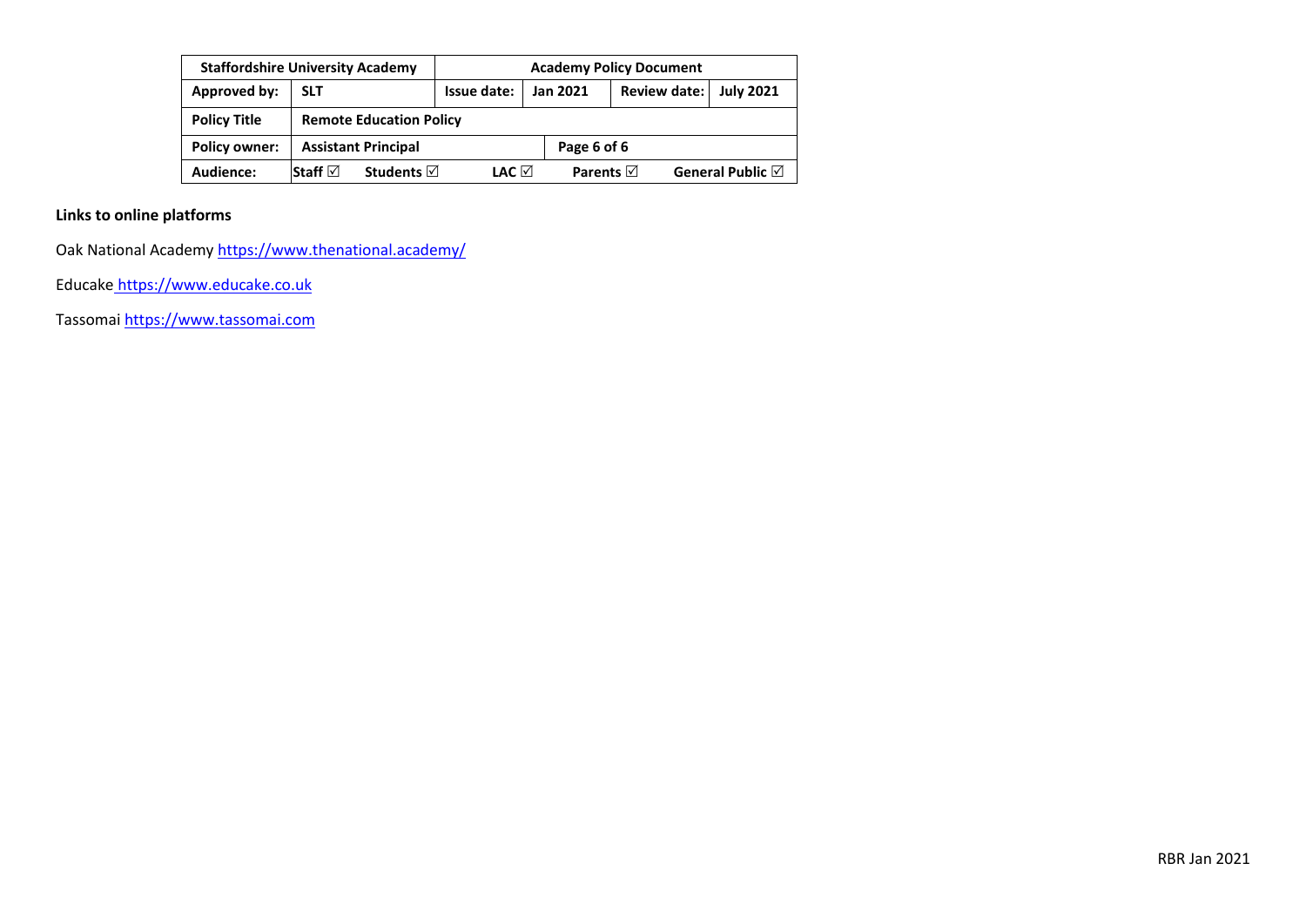**Links to online platforms**

Oak National Academy https://www.thenational.academy/

Educake https://www.educake.co.uk

Tassomai https://www.tassomai.com